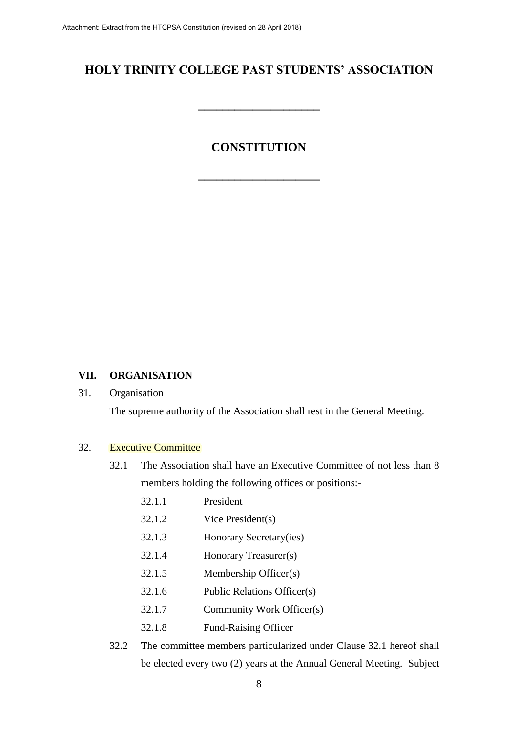# HOLY TRINITY COLLEGE PAST STUDENTS' ASSOCIATION

---

## CONSTITUTION

---

### VII. ORGANISATION

31. Organisation

The supreme authority of the Association shall rest in the General Meeting.

32. Executive Committee

32.1 The Association shall have an Executive Committee of not less than 8 members holding the following offices or positions:-

- 32.1.1 President
- 32.1.2 Vice President(s)
- 32.1.3 Honorary Secretary(ies)
- 32.1.4 Honorary Treasurer(s)
- 32.1.5 Membership Officer(s)
- 32.1.6 Public Relations Officer(s)
- 32.1.7 Community Work Officer(s)
- 32.1.8 Fund-Raising Officer

32.2 The committee members particularized under Clause 32.1 hereof shall be elected every two (2) years at the Annual General Meeting. Subject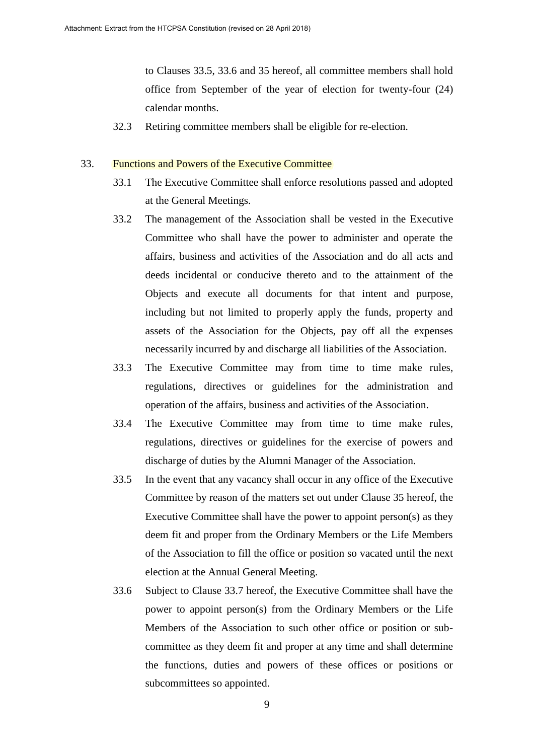to Clauses 33.5, 33.6 and 35 hereof, all committee members shall hold office from September of the year of election for twenty-four (24) calendar months.

32.3 Retiring committee members shall be eligible for re-election.

33. Functions and Powers of the Executive Committee

33.1 The Executive Committee shall enforce resolutions passed and adopted at the General Meetings.

33.2 The management of the Association shall be vested in the Executive Committee who shall have the power to administer and operate the affairs, business and activities of the Association and do all acts and deeds incidental or conducive thereto and to the attainment of the Objects and execute all documents for that intent and purpose, including but not limited to properly apply the funds, property and assets of the Association for the Objects, pay off all the expenses necessarily incurred by and discharge all liabilities of the Association.

33.3 The Executive Committee may from time to time make rules, regulations, directives or guidelines for the administration and operation of the affairs, business and activities of the Association.

33.4 The Executive Committee may from time to time make rules, regulations, directives or guidelines for the exercise of powers and discharge of duties by the Alumni Manager of the Association.

33.5 In the event that any vacancy shall occur in any office of the Executive Committee by reason of the matters set out under Clause 35 hereof, the Executive Committee shall have the power to appoint person(s) as they deem fit and proper from the Ordinary Members or the Life Members of the Association to fill the office or position so vacated until the next election at the Annual General Meeting.

33.6 Subject to Clause 33.7 hereof, the Executive Committee shall have the power to appoint person(s) from the Ordinary Members or the Life Members of the Association to such other office or position or sub-committee as they deem fit and proper at any time and shall determine the functions, duties and powers of these offices or positions or subcommittees so appointed.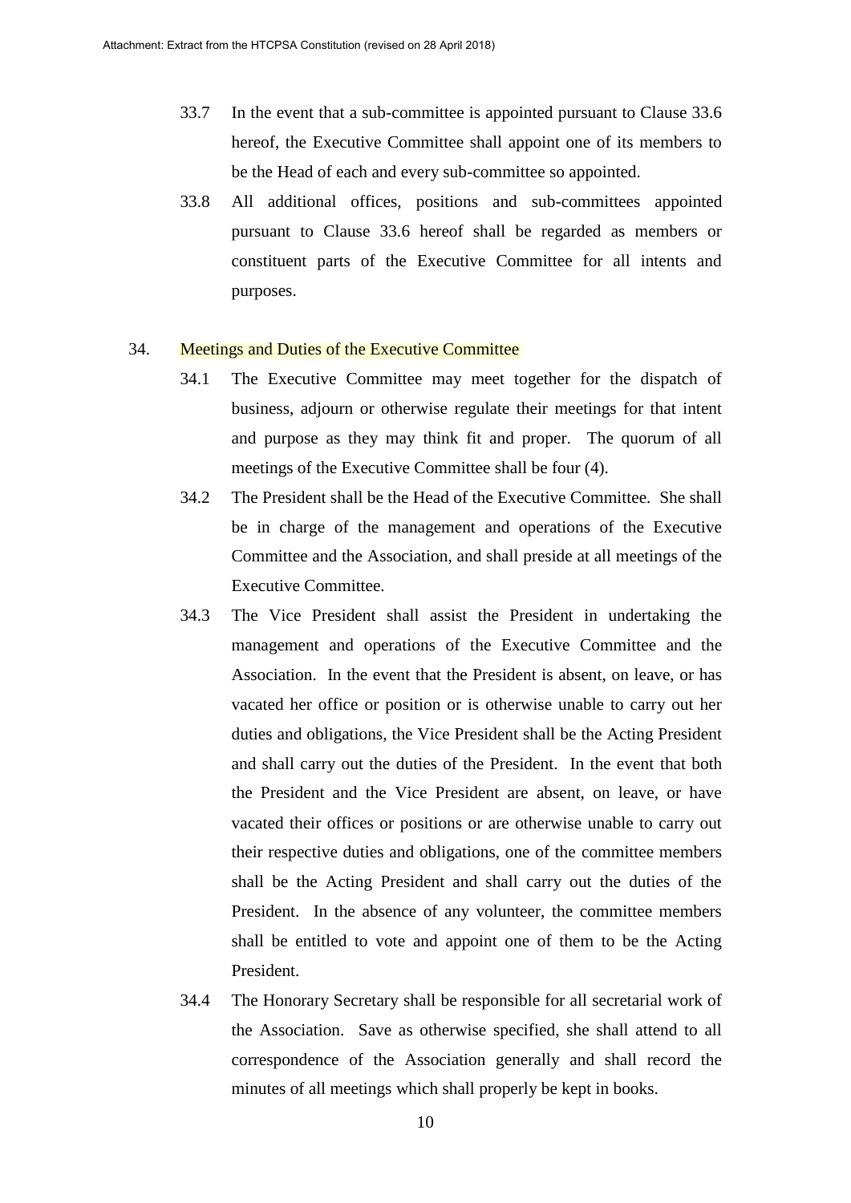33.7 In the event that a sub-committee is appointed pursuant to Clause 33.6 hereof, the Executive Committee shall appoint one of its members to be the Head of each and every sub-committee so appointed.

33.8 All additional offices, positions and sub-committees appointed pursuant to Clause 33.6 hereof shall be regarded as members or constituent parts of the Executive Committee for all intents and purposes.

## 34. Meetings and Duties of the Executive Committee

34.1 The Executive Committee may meet together for the dispatch of business, adjourn or otherwise regulate their meetings for that intent and purpose as they may think fit and proper. The quorum of all meetings of the Executive Committee shall be four (4).

34.2 The President shall be the Head of the Executive Committee. She shall be in charge of the management and operations of the Executive Committee and the Association, and shall preside at all meetings of the Executive Committee.

34.3 The Vice President shall assist the President in undertaking the management and operations of the Executive Committee and the Association. In the event that the President is absent, on leave, or has vacated her office or position or is otherwise unable to carry out her duties and obligations, the Vice President shall be the Acting President and shall carry out the duties of the President. In the event that both the President and the Vice President are absent, on leave, or have vacated their offices or positions or are otherwise unable to carry out their respective duties and obligations, one of the committee members shall be the Acting President and shall carry out the duties of the President. In the absence of any volunteer, the committee members shall be entitled to vote and appoint one of them to be the Acting President.

34.4 The Honorary Secretary shall be responsible for all secretarial work of the Association. Save as otherwise specified, she shall attend to all correspondence of the Association generally and shall record the minutes of all meetings which shall properly be kept in books.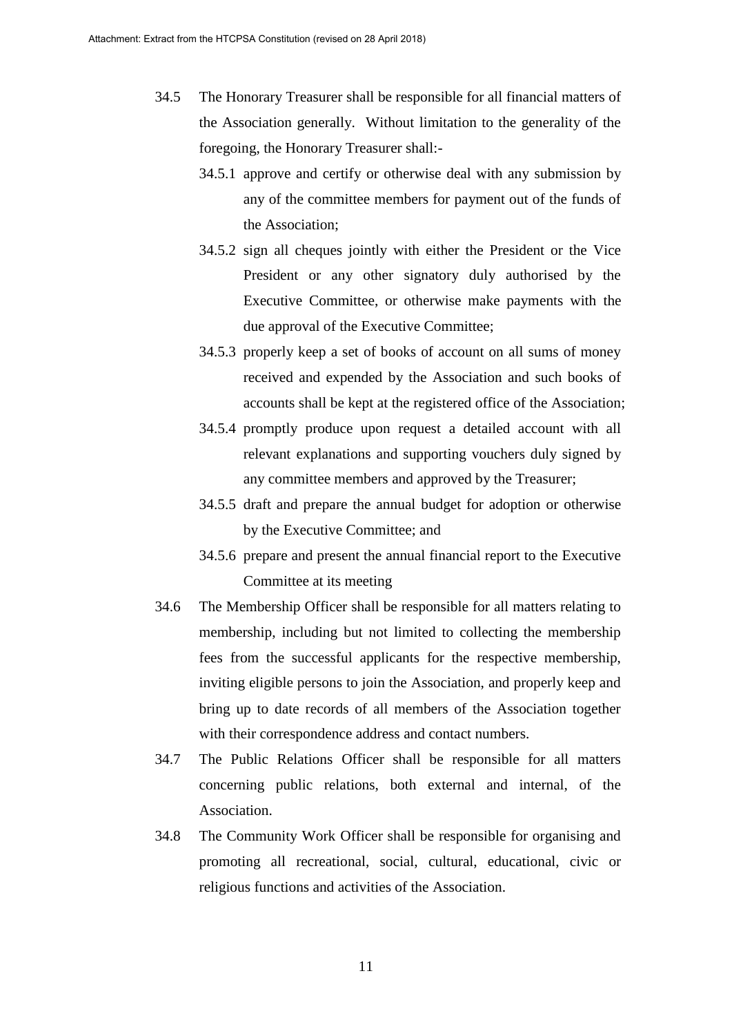34.5 The Honorary Treasurer shall be responsible for all financial matters of the Association generally. Without limitation to the generality of the foregoing, the Honorary Treasurer shall:-

- 34.5.1 approve and certify or otherwise deal with any submission by any of the committee members for payment out of the funds of the Association;
- 34.5.2 sign all cheques jointly with either the President or the Vice President or any other signatory duly authorised by the Executive Committee, or otherwise make payments with the due approval of the Executive Committee;
- 34.5.3 properly keep a set of books of account on all sums of money received and expended by the Association and such books of accounts shall be kept at the registered office of the Association;
- 34.5.4 promptly produce upon request a detailed account with all relevant explanations and supporting vouchers duly signed by any committee members and approved by the Treasurer;
- 34.5.5 draft and prepare the annual budget for adoption or otherwise by the Executive Committee; and
- 34.5.6 prepare and present the annual financial report to the Executive Committee at its meeting

34.6 The Membership Officer shall be responsible for all matters relating to membership, including but not limited to collecting the membership fees from the successful applicants for the respective membership, inviting eligible persons to join the Association, and properly keep and bring up to date records of all members of the Association together with their correspondence address and contact numbers.

34.7 The Public Relations Officer shall be responsible for all matters concerning public relations, both external and internal, of the Association.

34.8 The Community Work Officer shall be responsible for organising and promoting all recreational, social, cultural, educational, civic or religious functions and activities of the Association.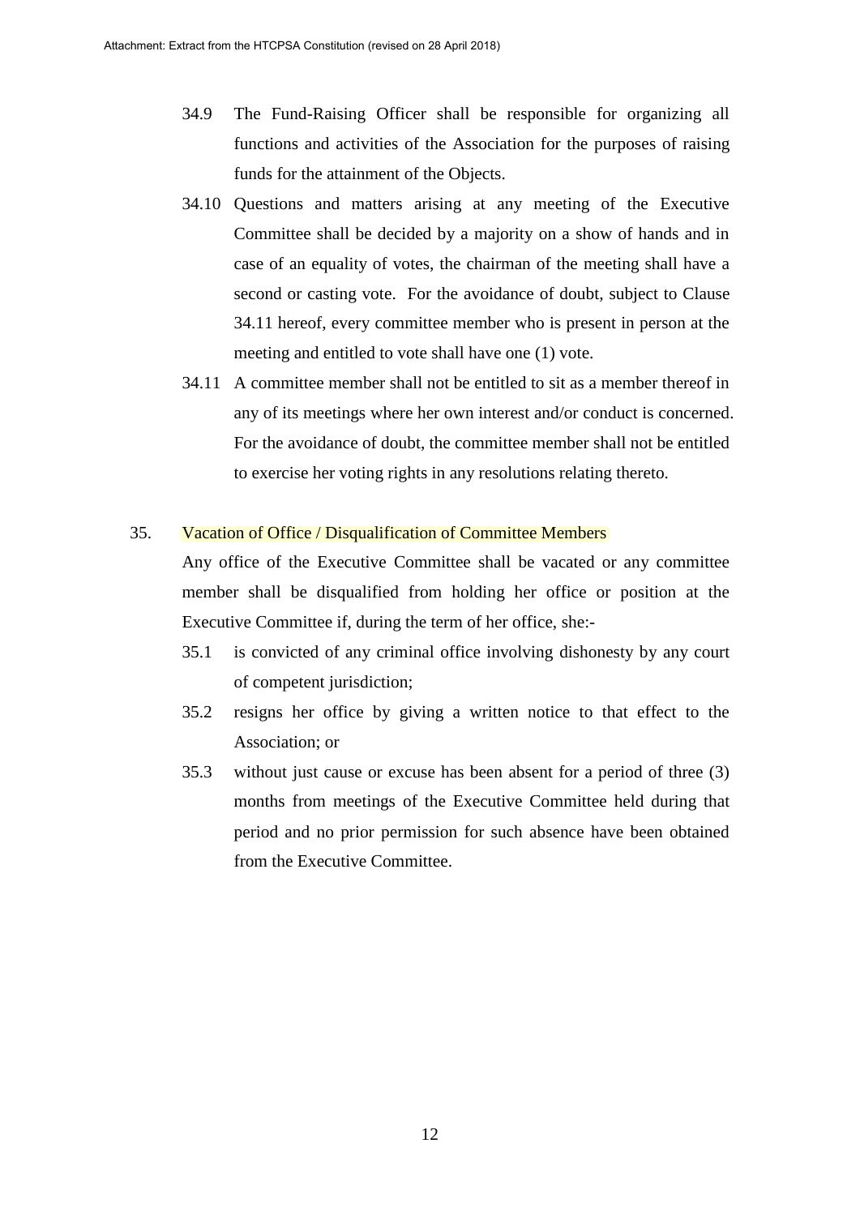34.9 The Fund-Raising Officer shall be responsible for organizing all functions and activities of the Association for the purposes of raising funds for the attainment of the Objects.

34.10 Questions and matters arising at any meeting of the Executive Committee shall be decided by a majority on a show of hands and in case of an equality of votes, the chairman of the meeting shall have a second or casting vote. For the avoidance of doubt, subject to Clause 34.11 hereof, every committee member who is present in person at the meeting and entitled to vote shall have one (1) vote.

34.11 A committee member shall not be entitled to sit as a member thereof in any of its meetings where her own interest and/or conduct is concerned. For the avoidance of doubt, the committee member shall not be entitled to exercise her voting rights in any resolutions relating thereto.

35. Vacation of Office / Disqualification of Committee Members

Any office of the Executive Committee shall be vacated or any committee member shall be disqualified from holding her office or position at the Executive Committee if, during the term of her office, she:-

35.1 is convicted of any criminal office involving dishonesty by any court of competent jurisdiction;

35.2 resigns her office by giving a written notice to that effect to the Association; or

35.3 without just cause or excuse has been absent for a period of three (3) months from meetings of the Executive Committee held during that period and no prior permission for such absence have been obtained from the Executive Committee.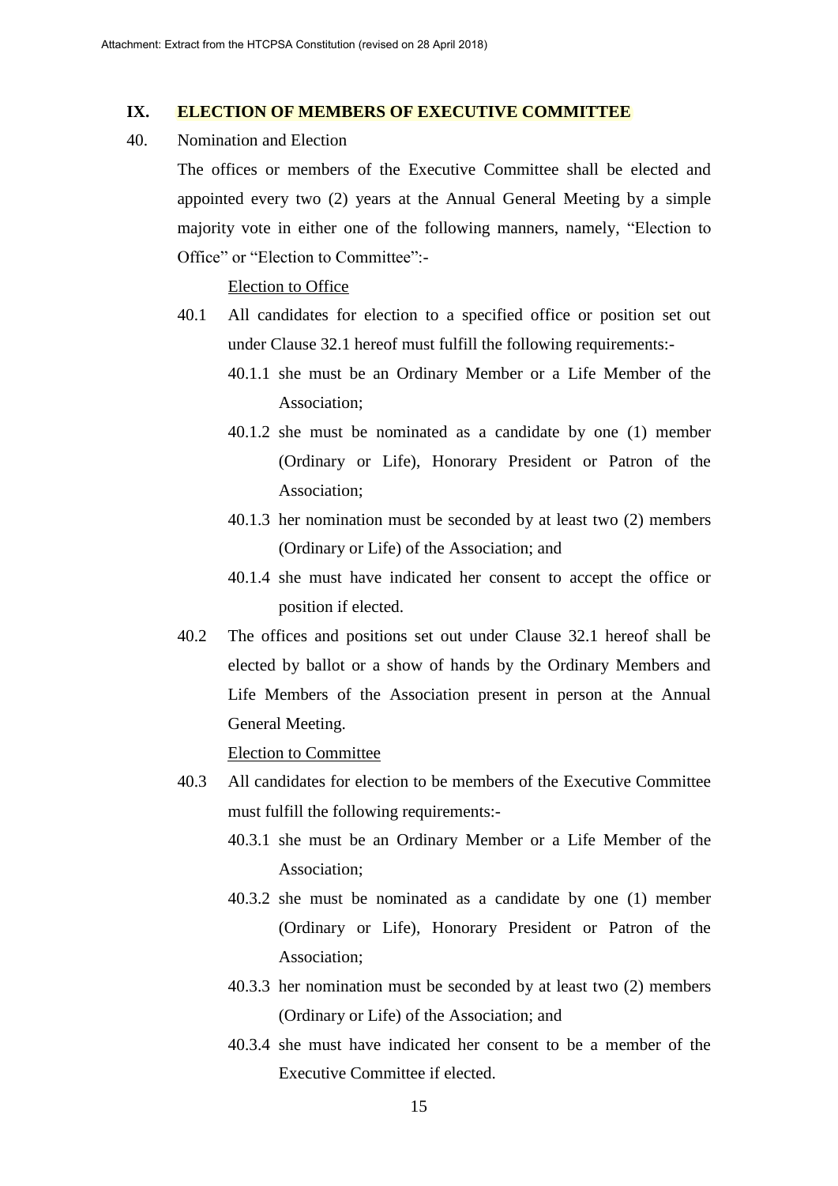## IX. ELECTION OF MEMBERS OF EXECUTIVE COMMITTEE

40. Nomination and Election

The offices or members of the Executive Committee shall be elected and appointed every two (2) years at the Annual General Meeting by a simple majority vote in either one of the following manners, namely, "Election to Office" or "Election to Committee":-

Election to Office

40.1 All candidates for election to a specified office or position set out under Clause 32.1 hereof must fulfill the following requirements:-

40.1.1 she must be an Ordinary Member or a Life Member of the Association;

40.1.2 she must be nominated as a candidate by one (1) member (Ordinary or Life), Honorary President or Patron of the Association;

40.1.3 her nomination must be seconded by at least two (2) members (Ordinary or Life) of the Association; and

40.1.4 she must have indicated her consent to accept the office or position if elected.

40.2 The offices and positions set out under Clause 32.1 hereof shall be elected by ballot or a show of hands by the Ordinary Members and Life Members of the Association present in person at the Annual General Meeting.

Election to Committee

40.3 All candidates for election to be members of the Executive Committee must fulfill the following requirements:-

40.3.1 she must be an Ordinary Member or a Life Member of the Association;

40.3.2 she must be nominated as a candidate by one (1) member (Ordinary or Life), Honorary President or Patron of the Association;

40.3.3 her nomination must be seconded by at least two (2) members (Ordinary or Life) of the Association; and

40.3.4 she must have indicated her consent to be a member of the Executive Committee if elected.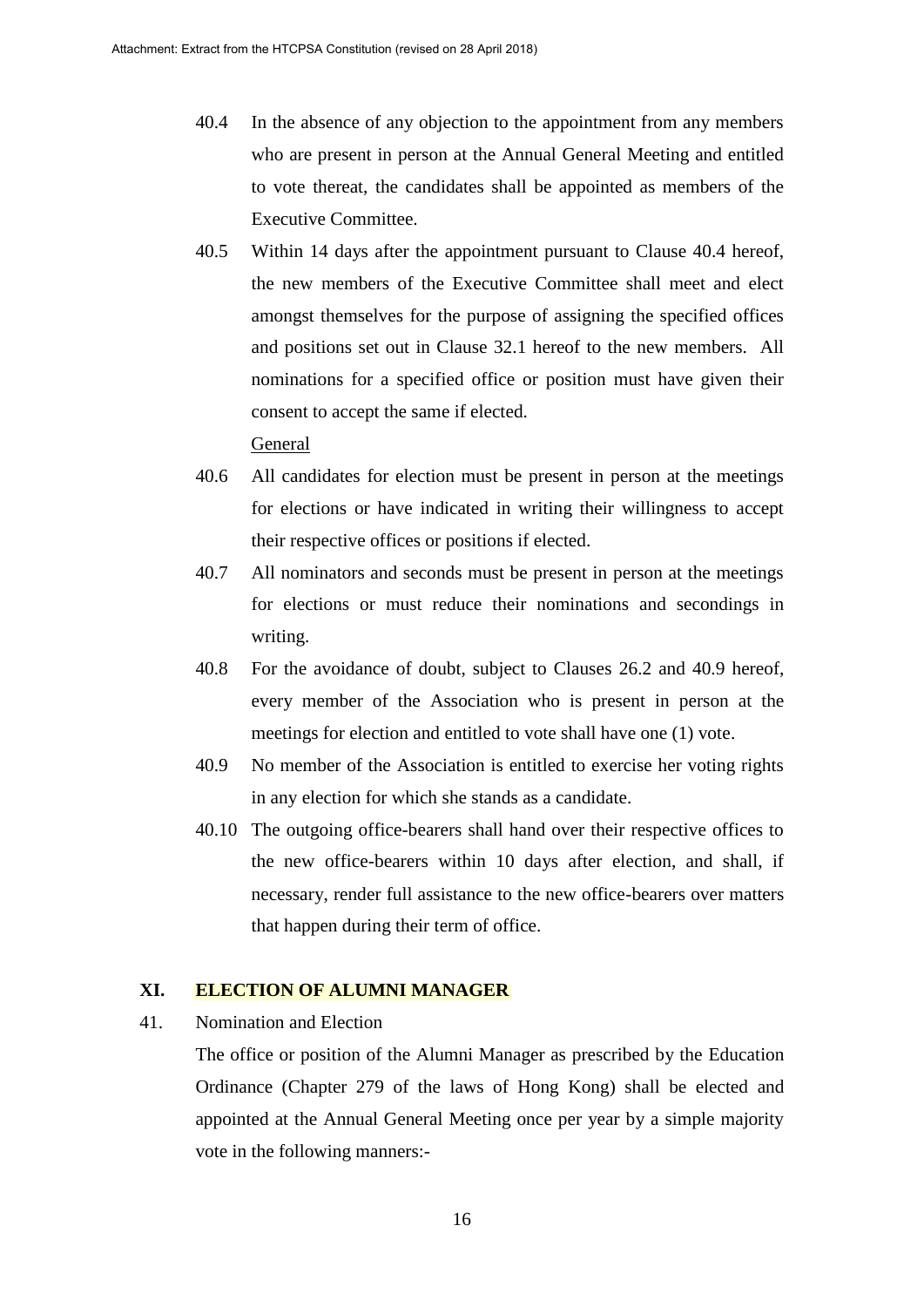40.4 In the absence of any objection to the appointment from any members who are present in person at the Annual General Meeting and entitled to vote thereat, the candidates shall be appointed as members of the Executive Committee.

40.5 Within 14 days after the appointment pursuant to Clause 40.4 hereof, the new members of the Executive Committee shall meet and elect amongst themselves for the purpose of assigning the specified offices and positions set out in Clause 32.1 hereof to the new members. All nominations for a specified office or position must have given their consent to accept the same if elected.

<u>General</u>

40.6 All candidates for election must be present in person at the meetings for elections or have indicated in writing their willingness to accept their respective offices or positions if elected.

40.7 All nominators and seconds must be present in person at the meetings for elections or must reduce their nominations and secondings in writing.

40.8 For the avoidance of doubt, subject to Clauses 26.2 and 40.9 hereof, every member of the Association who is present in person at the meetings for election and entitled to vote shall have one (1) vote.

40.9 No member of the Association is entitled to exercise her voting rights in any election for which she stands as a candidate.

40.10 The outgoing office-bearers shall hand over their respective offices to the new office-bearers within 10 days after election, and shall, if necessary, render full assistance to the new office-bearers over matters that happen during their term of office.

## XI. ELECTION OF ALUMNI MANAGER

41. Nomination and Election

The office or position of the Alumni Manager as prescribed by the Education Ordinance (Chapter 279 of the laws of Hong Kong) shall be elected and appointed at the Annual General Meeting once per year by a simple majority vote in the following manners:-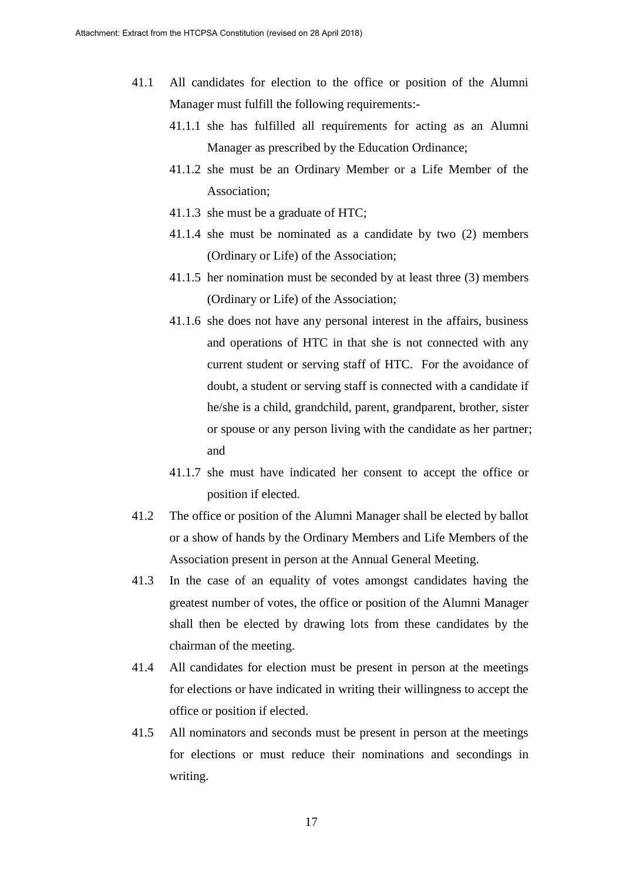41.1 All candidates for election to the office or position of the Alumni Manager must fulfill the following requirements:-

41.1.1 she has fulfilled all requirements for acting as an Alumni Manager as prescribed by the Education Ordinance;

41.1.2 she must be an Ordinary Member or a Life Member of the Association;

41.1.3 she must be a graduate of HTC;

41.1.4 she must be nominated as a candidate by two (2) members (Ordinary or Life) of the Association;

41.1.5 her nomination must be seconded by at least three (3) members (Ordinary or Life) of the Association;

41.1.6 she does not have any personal interest in the affairs, business and operations of HTC in that she is not connected with any current student or serving staff of HTC. For the avoidance of doubt, a student or serving staff is connected with a candidate if he/she is a child, grandchild, parent, grandparent, brother, sister or spouse or any person living with the candidate as her partner; and

41.1.7 she must have indicated her consent to accept the office or position if elected.

41.2 The office or position of the Alumni Manager shall be elected by ballot or a show of hands by the Ordinary Members and Life Members of the Association present in person at the Annual General Meeting.

41.3 In the case of an equality of votes amongst candidates having the greatest number of votes, the office or position of the Alumni Manager shall then be elected by drawing lots from these candidates by the chairman of the meeting.

41.4 All candidates for election must be present in person at the meetings for elections or have indicated in writing their willingness to accept the office or position if elected.

41.5 All nominators and seconds must be present in person at the meetings for elections or must reduce their nominations and secondings in writing.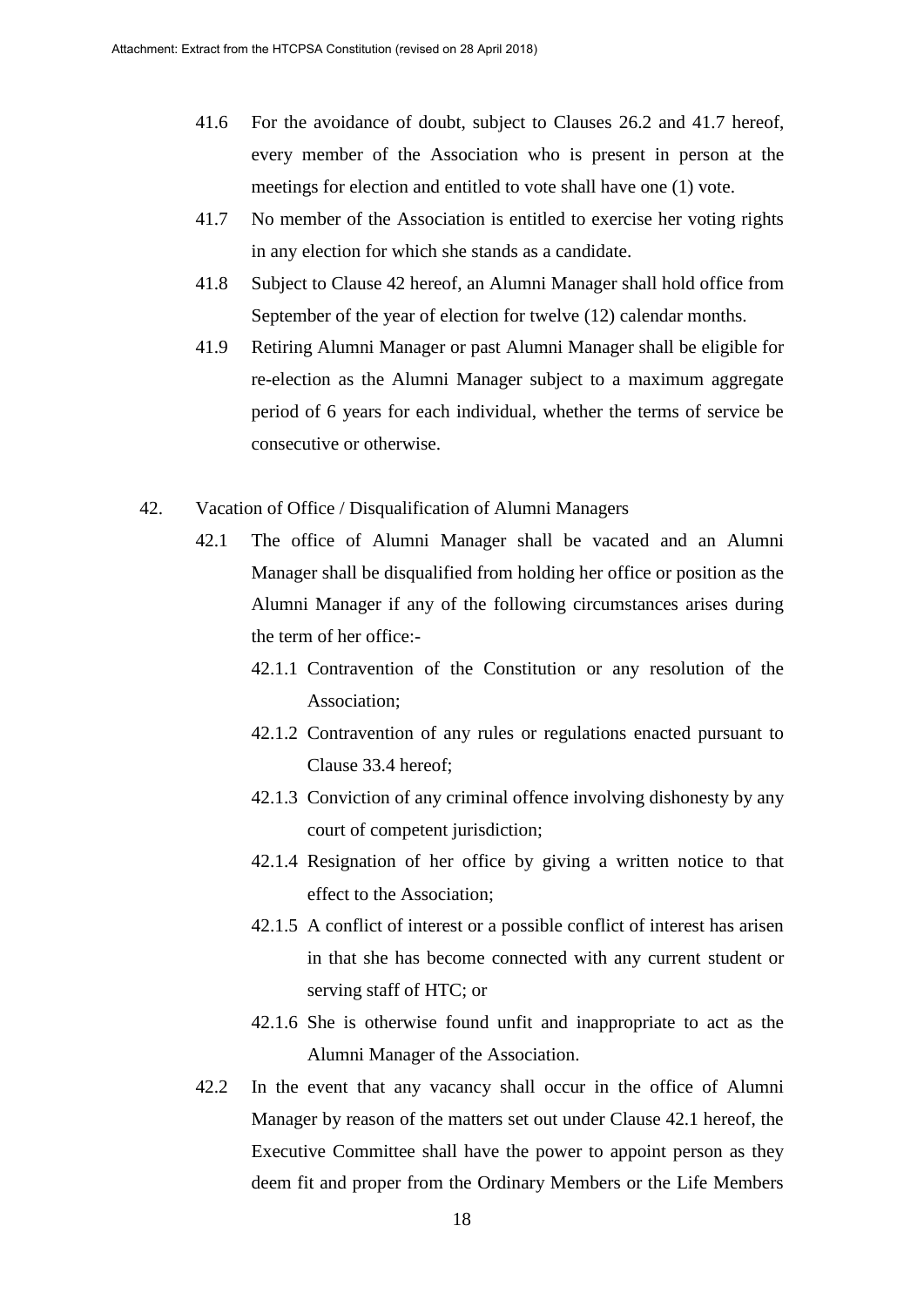41.6 For the avoidance of doubt, subject to Clauses 26.2 and 41.7 hereof, every member of the Association who is present in person at the meetings for election and entitled to vote shall have one (1) vote.

41.7 No member of the Association is entitled to exercise her voting rights in any election for which she stands as a candidate.

41.8 Subject to Clause 42 hereof, an Alumni Manager shall hold office from September of the year of election for twelve (12) calendar months.

41.9 Retiring Alumni Manager or past Alumni Manager shall be eligible for re-election as the Alumni Manager subject to a maximum aggregate period of 6 years for each individual, whether the terms of service be consecutive or otherwise.

42. Vacation of Office / Disqualification of Alumni Managers

42.1 The office of Alumni Manager shall be vacated and an Alumni Manager shall be disqualified from holding her office or position as the Alumni Manager if any of the following circumstances arises during the term of her office:-

42.1.1 Contravention of the Constitution or any resolution of the Association;

42.1.2 Contravention of any rules or regulations enacted pursuant to Clause 33.4 hereof;

42.1.3 Conviction of any criminal offence involving dishonesty by any court of competent jurisdiction;

42.1.4 Resignation of her office by giving a written notice to that effect to the Association;

42.1.5 A conflict of interest or a possible conflict of interest has arisen in that she has become connected with any current student or serving staff of HTC; or

42.1.6 She is otherwise found unfit and inappropriate to act as the Alumni Manager of the Association.

42.2 In the event that any vacancy shall occur in the office of Alumni Manager by reason of the matters set out under Clause 42.1 hereof, the Executive Committee shall have the power to appoint person as they deem fit and proper from the Ordinary Members or the Life Members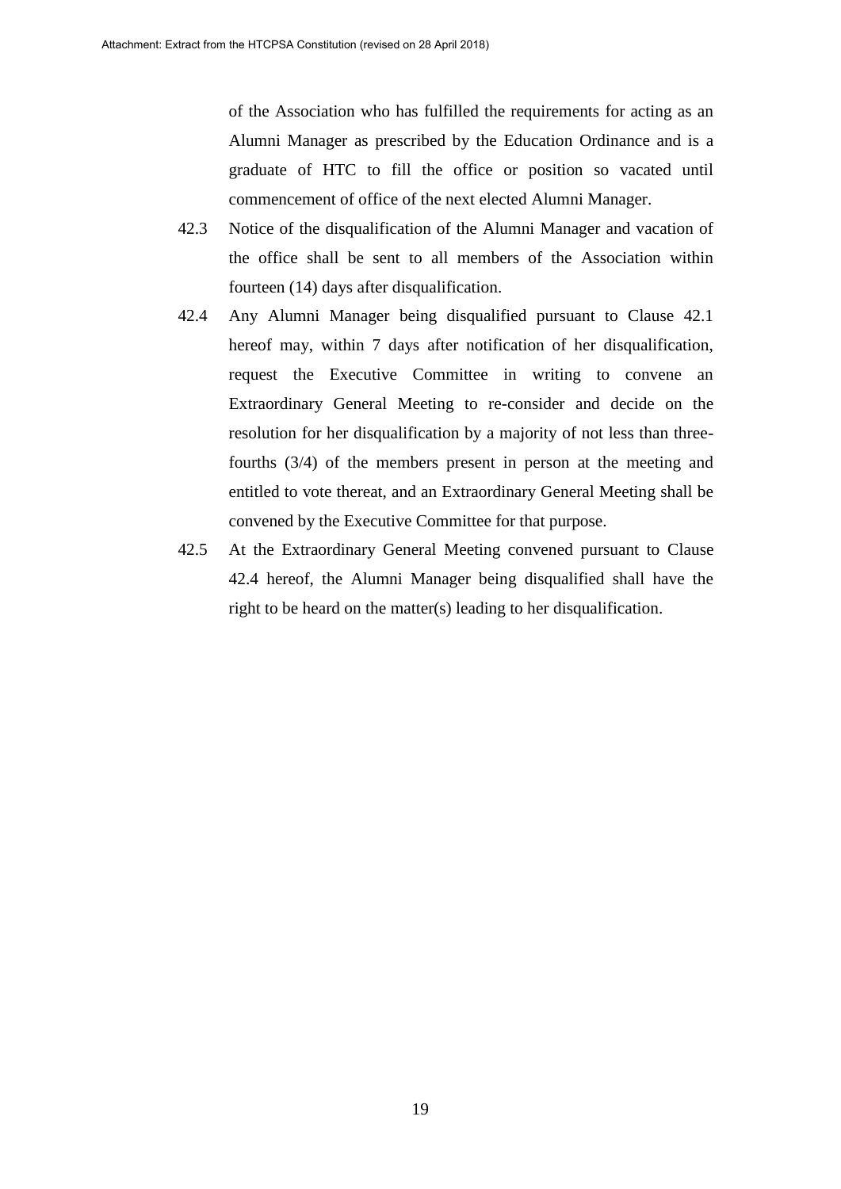of the Association who has fulfilled the requirements for acting as an Alumni Manager as prescribed by the Education Ordinance and is a graduate of HTC to fill the office or position so vacated until commencement of office of the next elected Alumni Manager.

42.3 Notice of the disqualification of the Alumni Manager and vacation of the office shall be sent to all members of the Association within fourteen (14) days after disqualification.

42.4 Any Alumni Manager being disqualified pursuant to Clause 42.1 hereof may, within 7 days after notification of her disqualification, request the Executive Committee in writing to convene an Extraordinary General Meeting to re-consider and decide on the resolution for her disqualification by a majority of not less than three-fourths (3/4) of the members present in person at the meeting and entitled to vote thereat, and an Extraordinary General Meeting shall be convened by the Executive Committee for that purpose.

42.5 At the Extraordinary General Meeting convened pursuant to Clause 42.4 hereof, the Alumni Manager being disqualified shall have the right to be heard on the matter(s) leading to her disqualification.